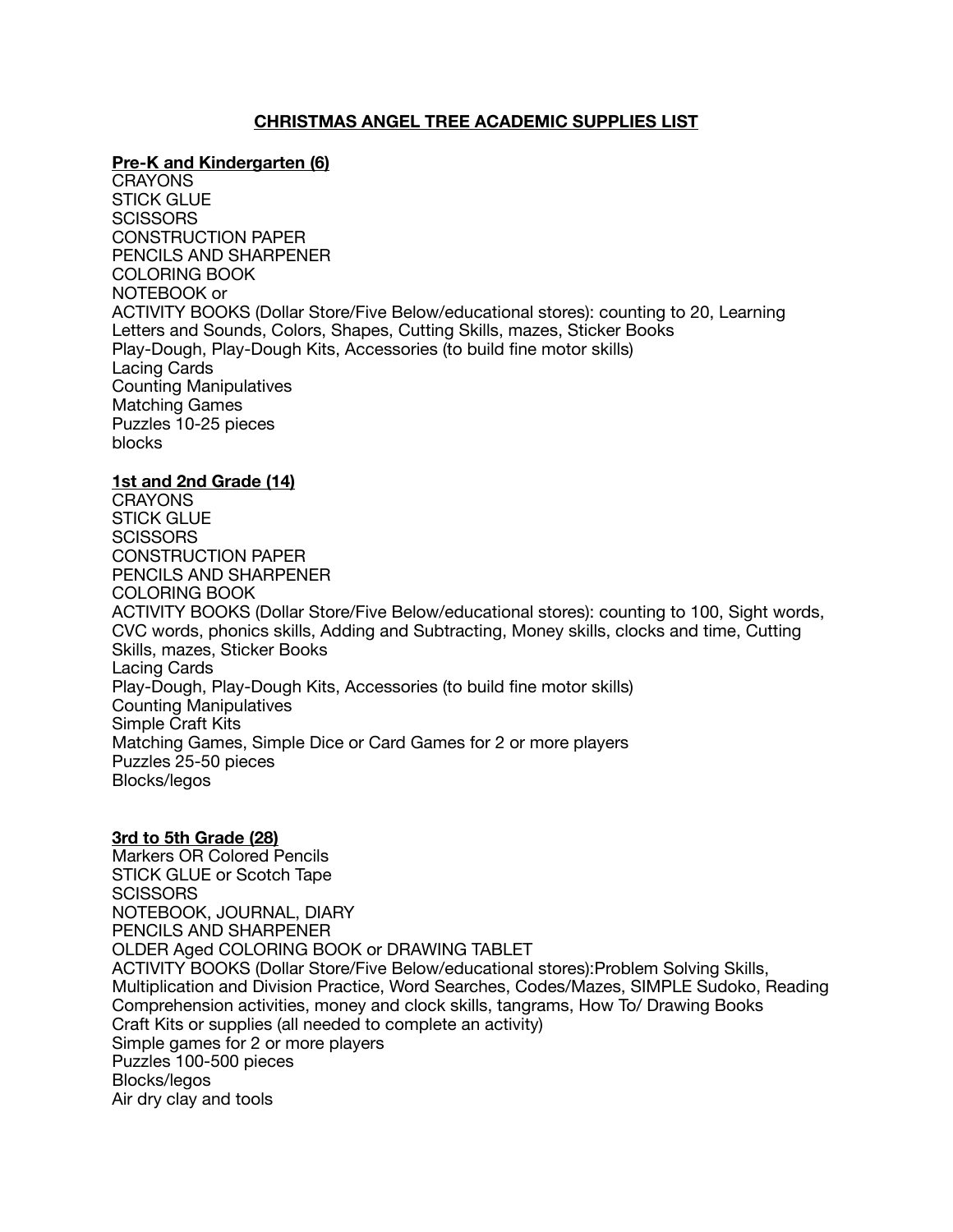# CHRISTMAS ANGEL TREE ACADEMIC SUPPLIES LIST

## Pre-K and Kindergarten (6)

CRAYONS
STICK GLUE
SCISSORS
CONSTRUCTION PAPER
PENCILS AND SHARPENER
COLORING BOOK
NOTEBOOK or
ACTIVITY BOOKS (Dollar Store/Five Below/educational stores): counting to 20, Learning Letters and Sounds, Colors, Shapes, Cutting Skills, mazes, Sticker Books
Play-Dough, Play-Dough Kits, Accessories (to build fine motor skills)
Lacing Cards
Counting Manipulatives
Matching Games
Puzzles 10-25 pieces
blocks

## 1st and 2nd Grade (14)

CRAYONS
STICK GLUE
SCISSORS
CONSTRUCTION PAPER
PENCILS AND SHARPENER
COLORING BOOK
ACTIVITY BOOKS (Dollar Store/Five Below/educational stores): counting to 100, Sight words, CVC words, phonics skills, Adding and Subtracting, Money skills, clocks and time, Cutting Skills, mazes, Sticker Books
Lacing Cards
Play-Dough, Play-Dough Kits, Accessories (to build fine motor skills)
Counting Manipulatives
Simple Craft Kits
Matching Games, Simple Dice or Card Games for 2 or more players
Puzzles 25-50 pieces
Blocks/legos

## 3rd to 5th Grade (28)

Markers OR Colored Pencils
STICK GLUE or Scotch Tape
SCISSORS
NOTEBOOK, JOURNAL, DIARY
PENCILS AND SHARPENER
OLDER Aged COLORING BOOK or DRAWING TABLET
ACTIVITY BOOKS (Dollar Store/Five Below/educational stores):Problem Solving Skills, Multiplication and Division Practice, Word Searches, Codes/Mazes, SIMPLE Sudoko, Reading Comprehension activities, money and clock skills, tangrams, How To/ Drawing Books
Craft Kits or supplies (all needed to complete an activity)
Simple games for 2 or more players
Puzzles 100-500 pieces
Blocks/legos
Air dry clay and tools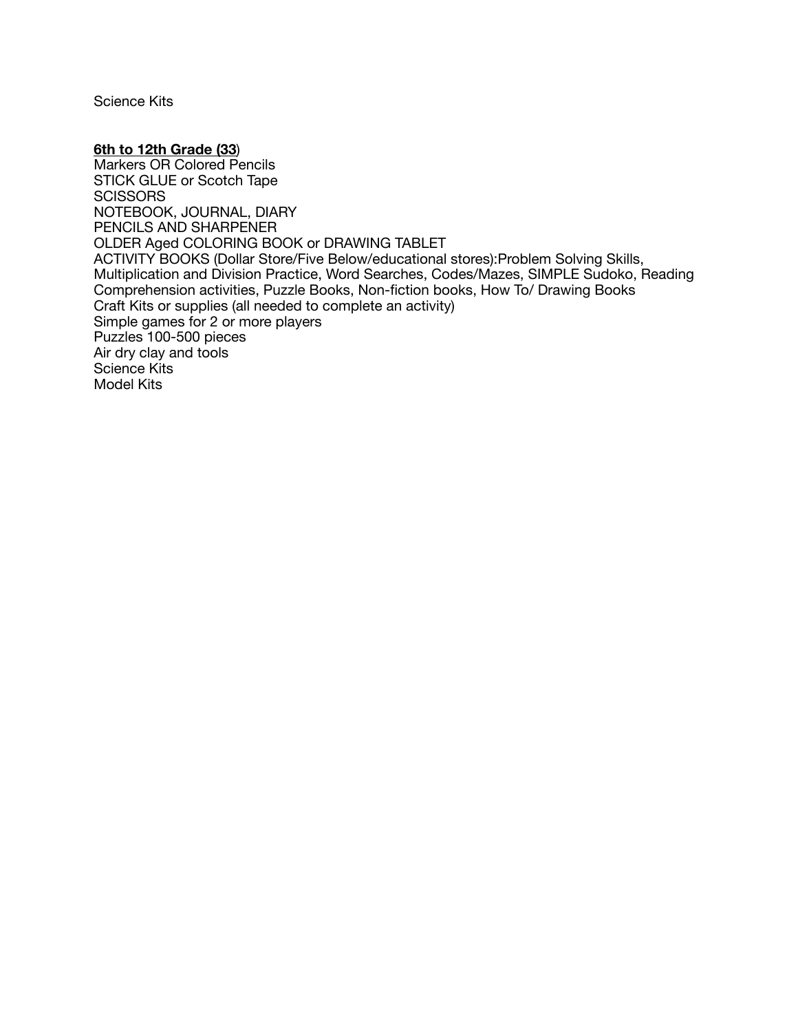Science Kits

**<u>6th to 12th Grade (33</u>**)

Markers OR Colored Pencils
STICK GLUE or Scotch Tape
SCISSORS
NOTEBOOK, JOURNAL, DIARY
PENCILS AND SHARPENER
OLDER Aged COLORING BOOK or DRAWING TABLET
ACTIVITY BOOKS (Dollar Store/Five Below/educational stores):Problem Solving Skills, Multiplication and Division Practice, Word Searches, Codes/Mazes, SIMPLE Sudoko, Reading Comprehension activities, Puzzle Books, Non-fiction books, How To/ Drawing Books
Craft Kits or supplies (all needed to complete an activity)
Simple games for 2 or more players
Puzzles 100-500 pieces
Air dry clay and tools
Science Kits
Model Kits